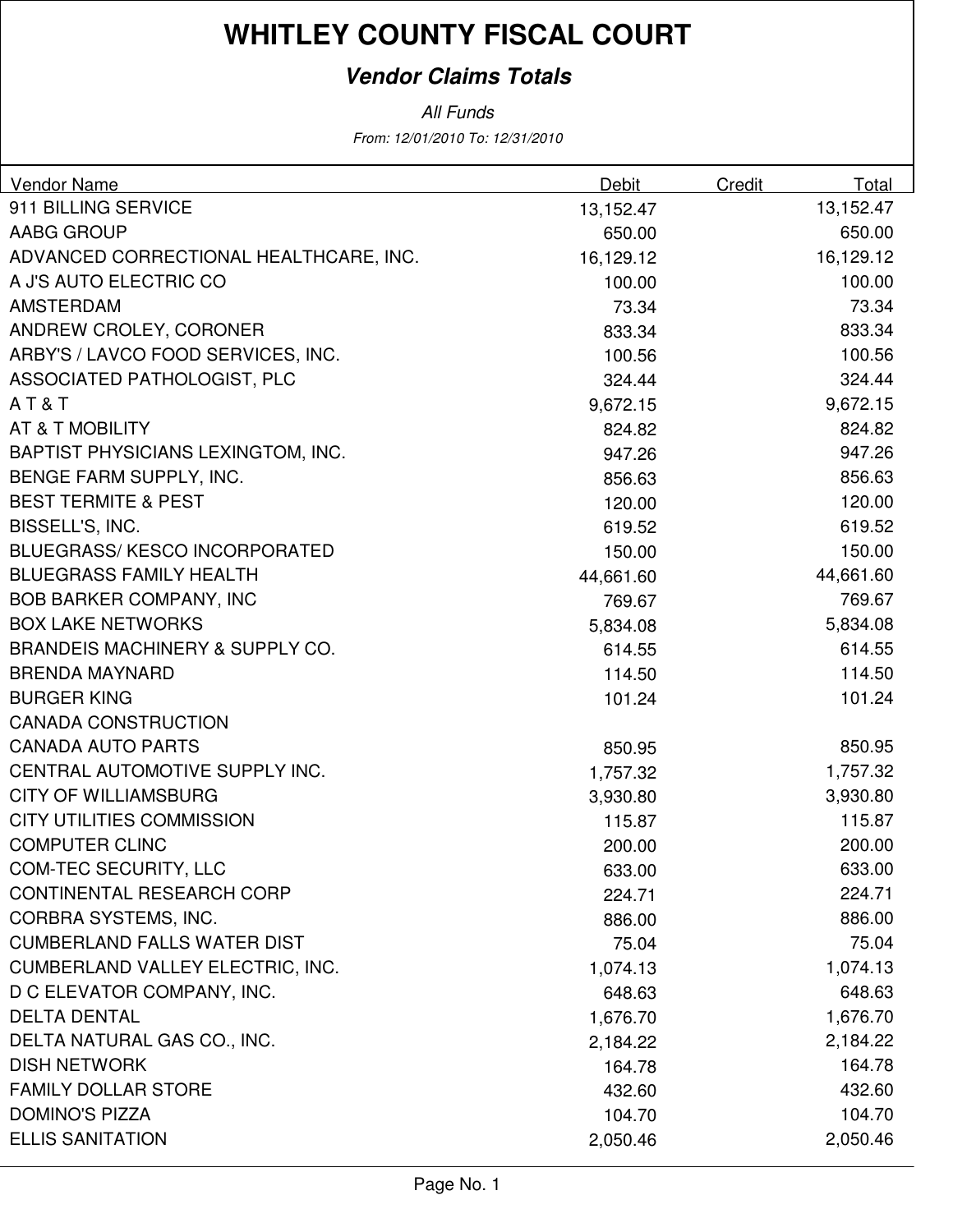# WHITLEY COUNTY FISCAL COURT

## *Vendor Claims Totals*

*All Funds*

*From: 12/01/2010 To: 12/31/2010*

| Vendor Name | Debit | Credit | Total |
|---|---|---|---|
| 911 BILLING SERVICE | 13,152.47 | | 13,152.47 |
| AABG GROUP | 650.00 | | 650.00 |
| ADVANCED CORRECTIONAL HEALTHCARE, INC. | 16,129.12 | | 16,129.12 |
| A J'S AUTO ELECTRIC CO | 100.00 | | 100.00 |
| AMSTERDAM | 73.34 | | 73.34 |
| ANDREW CROLEY, CORONER | 833.34 | | 833.34 |
| ARBY'S / LAVCO FOOD SERVICES, INC. | 100.56 | | 100.56 |
| ASSOCIATED PATHOLOGIST, PLC | 324.44 | | 324.44 |
| A T & T | 9,672.15 | | 9,672.15 |
| AT & T MOBILITY | 824.82 | | 824.82 |
| BAPTIST PHYSICIANS LEXINGTOM, INC. | 947.26 | | 947.26 |
| BENGE FARM SUPPLY, INC. | 856.63 | | 856.63 |
| BEST TERMITE & PEST | 120.00 | | 120.00 |
| BISSELL'S, INC. | 619.52 | | 619.52 |
| BLUEGRASS/ KESCO INCORPORATED | 150.00 | | 150.00 |
| BLUEGRASS FAMILY HEALTH | 44,661.60 | | 44,661.60 |
| BOB BARKER COMPANY, INC | 769.67 | | 769.67 |
| BOX LAKE NETWORKS | 5,834.08 | | 5,834.08 |
| BRANDEIS MACHINERY & SUPPLY CO. | 614.55 | | 614.55 |
| BRENDA MAYNARD | 114.50 | | 114.50 |
| BURGER KING | 101.24 | | 101.24 |
| CANADA CONSTRUCTION | | | |
| CANADA AUTO PARTS | 850.95 | | 850.95 |
| CENTRAL AUTOMOTIVE SUPPLY INC. | 1,757.32 | | 1,757.32 |
| CITY OF WILLIAMSBURG | 3,930.80 | | 3,930.80 |
| CITY UTILITIES COMMISSION | 115.87 | | 115.87 |
| COMPUTER CLINC | 200.00 | | 200.00 |
| COM-TEC SECURITY, LLC | 633.00 | | 633.00 |
| CONTINENTAL RESEARCH CORP | 224.71 | | 224.71 |
| CORBRA SYSTEMS, INC. | 886.00 | | 886.00 |
| CUMBERLAND FALLS WATER DIST | 75.04 | | 75.04 |
| CUMBERLAND VALLEY ELECTRIC, INC. | 1,074.13 | | 1,074.13 |
| D C ELEVATOR COMPANY, INC. | 648.63 | | 648.63 |
| DELTA DENTAL | 1,676.70 | | 1,676.70 |
| DELTA NATURAL GAS CO., INC. | 2,184.22 | | 2,184.22 |
| DISH NETWORK | 164.78 | | 164.78 |
| FAMILY DOLLAR STORE | 432.60 | | 432.60 |
| DOMINO'S PIZZA | 104.70 | | 104.70 |
| ELLIS SANITATION | 2,050.46 | | 2,050.46 |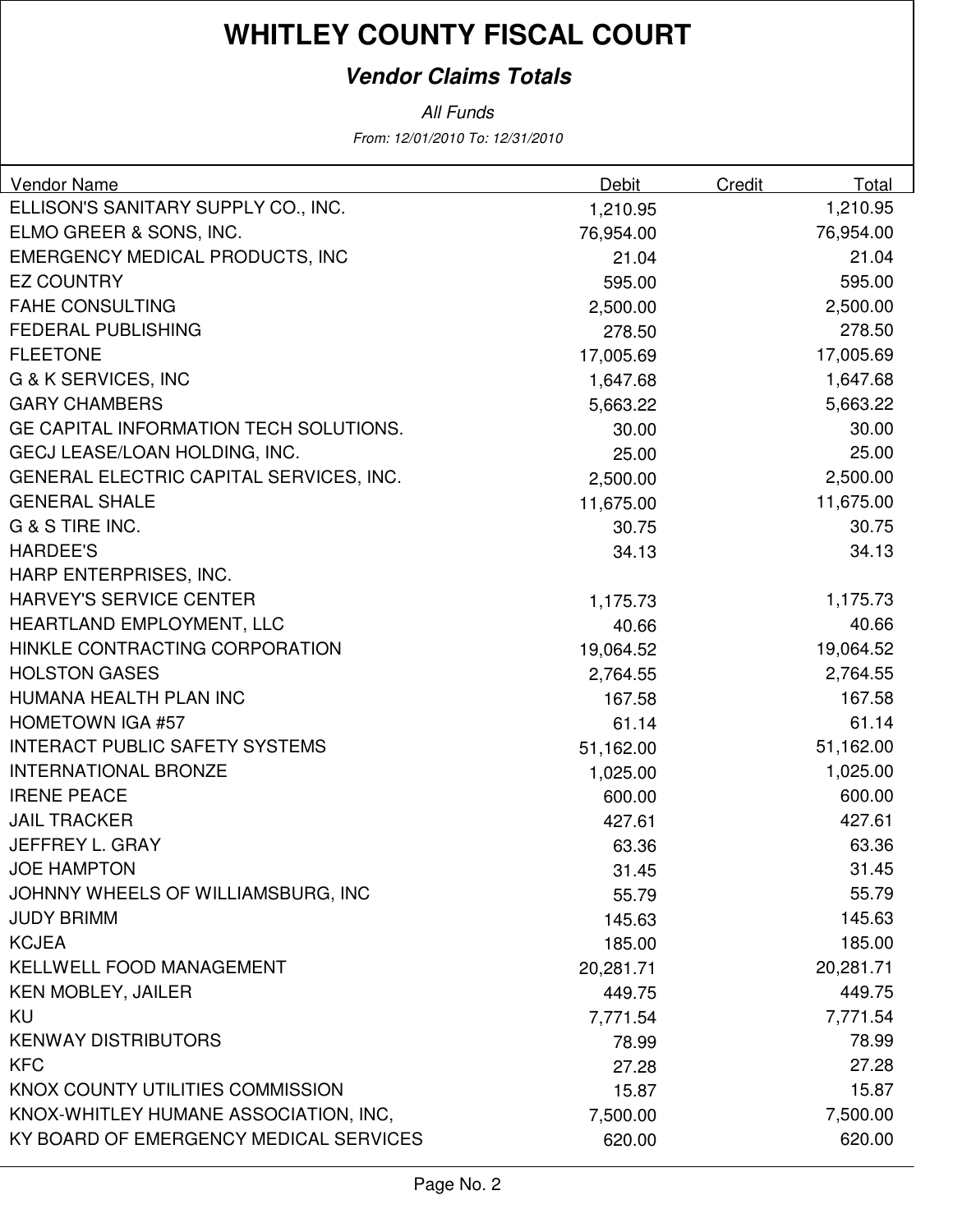# WHITLEY COUNTY FISCAL COURT

## *Vendor Claims Totals*

*All Funds*

*From: 12/01/2010 To: 12/31/2010*

| Vendor Name | Debit | Credit | Total |
|---|---|---|---|
| ELLISON'S SANITARY SUPPLY CO., INC. | 1,210.95 | | 1,210.95 |
| ELMO GREER & SONS, INC. | 76,954.00 | | 76,954.00 |
| EMERGENCY MEDICAL PRODUCTS, INC | 21.04 | | 21.04 |
| EZ COUNTRY | 595.00 | | 595.00 |
| FAHE CONSULTING | 2,500.00 | | 2,500.00 |
| FEDERAL PUBLISHING | 278.50 | | 278.50 |
| FLEETONE | 17,005.69 | | 17,005.69 |
| G & K SERVICES, INC | 1,647.68 | | 1,647.68 |
| GARY CHAMBERS | 5,663.22 | | 5,663.22 |
| GE CAPITAL INFORMATION TECH SOLUTIONS. | 30.00 | | 30.00 |
| GECJ LEASE/LOAN HOLDING, INC. | 25.00 | | 25.00 |
| GENERAL ELECTRIC CAPITAL SERVICES, INC. | 2,500.00 | | 2,500.00 |
| GENERAL SHALE | 11,675.00 | | 11,675.00 |
| G & S TIRE INC. | 30.75 | | 30.75 |
| HARDEE'S | 34.13 | | 34.13 |
| HARP ENTERPRISES, INC. | | | |
| HARVEY'S SERVICE CENTER | 1,175.73 | | 1,175.73 |
| HEARTLAND EMPLOYMENT, LLC | 40.66 | | 40.66 |
| HINKLE CONTRACTING CORPORATION | 19,064.52 | | 19,064.52 |
| HOLSTON GASES | 2,764.55 | | 2,764.55 |
| HUMANA HEALTH PLAN INC | 167.58 | | 167.58 |
| HOMETOWN IGA #57 | 61.14 | | 61.14 |
| INTERACT PUBLIC SAFETY SYSTEMS | 51,162.00 | | 51,162.00 |
| INTERNATIONAL BRONZE | 1,025.00 | | 1,025.00 |
| IRENE PEACE | 600.00 | | 600.00 |
| JAIL TRACKER | 427.61 | | 427.61 |
| JEFFREY L. GRAY | 63.36 | | 63.36 |
| JOE HAMPTON | 31.45 | | 31.45 |
| JOHNNY WHEELS OF WILLIAMSBURG, INC | 55.79 | | 55.79 |
| JUDY BRIMM | 145.63 | | 145.63 |
| KCJEA | 185.00 | | 185.00 |
| KELLWELL FOOD MANAGEMENT | 20,281.71 | | 20,281.71 |
| KEN MOBLEY, JAILER | 449.75 | | 449.75 |
| KU | 7,771.54 | | 7,771.54 |
| KENWAY DISTRIBUTORS | 78.99 | | 78.99 |
| KFC | 27.28 | | 27.28 |
| KNOX COUNTY UTILITIES COMMISSION | 15.87 | | 15.87 |
| KNOX-WHITLEY HUMANE ASSOCIATION, INC, | 7,500.00 | | 7,500.00 |
| KY BOARD OF EMERGENCY MEDICAL SERVICES | 620.00 | | 620.00 |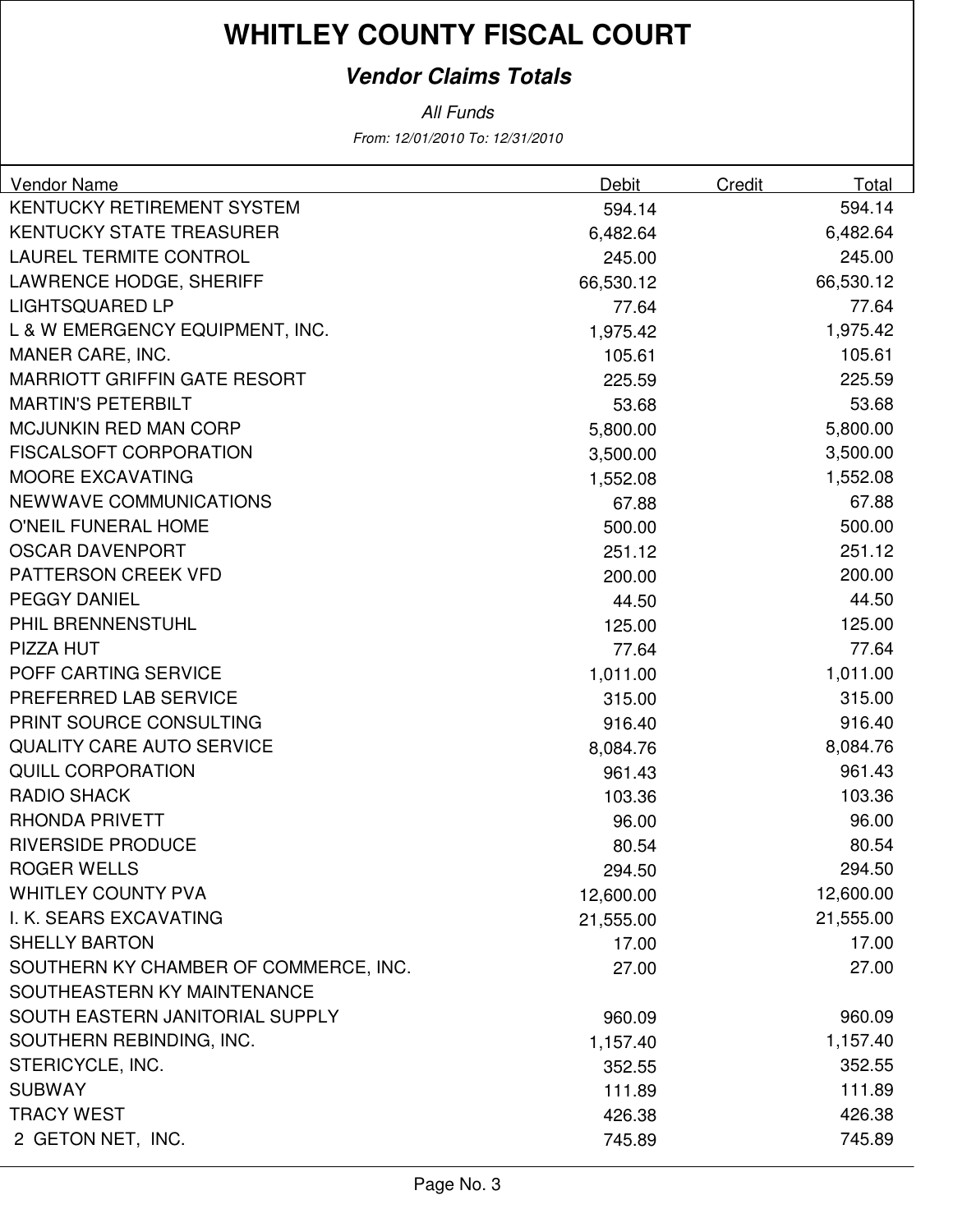# WHITLEY COUNTY FISCAL COURT

## *Vendor Claims Totals*

*All Funds*

*From: 12/01/2010 To: 12/31/2010*

| Vendor Name | Debit | Credit | Total |
|---|---|---|---|
| KENTUCKY RETIREMENT SYSTEM | 594.14 | | 594.14 |
| KENTUCKY STATE TREASURER | 6,482.64 | | 6,482.64 |
| LAUREL TERMITE CONTROL | 245.00 | | 245.00 |
| LAWRENCE HODGE, SHERIFF | 66,530.12 | | 66,530.12 |
| LIGHTSQUARED LP | 77.64 | | 77.64 |
| L & W EMERGENCY EQUIPMENT, INC. | 1,975.42 | | 1,975.42 |
| MANER CARE, INC. | 105.61 | | 105.61 |
| MARRIOTT GRIFFIN GATE RESORT | 225.59 | | 225.59 |
| MARTIN'S PETERBILT | 53.68 | | 53.68 |
| MCJUNKIN RED MAN CORP | 5,800.00 | | 5,800.00 |
| FISCALSOFT CORPORATION | 3,500.00 | | 3,500.00 |
| MOORE EXCAVATING | 1,552.08 | | 1,552.08 |
| NEWWAVE COMMUNICATIONS | 67.88 | | 67.88 |
| O'NEIL FUNERAL HOME | 500.00 | | 500.00 |
| OSCAR DAVENPORT | 251.12 | | 251.12 |
| PATTERSON CREEK VFD | 200.00 | | 200.00 |
| PEGGY DANIEL | 44.50 | | 44.50 |
| PHIL BRENNENSTUHL | 125.00 | | 125.00 |
| PIZZA HUT | 77.64 | | 77.64 |
| POFF CARTING SERVICE | 1,011.00 | | 1,011.00 |
| PREFERRED LAB SERVICE | 315.00 | | 315.00 |
| PRINT SOURCE CONSULTING | 916.40 | | 916.40 |
| QUALITY CARE AUTO SERVICE | 8,084.76 | | 8,084.76 |
| QUILL CORPORATION | 961.43 | | 961.43 |
| RADIO SHACK | 103.36 | | 103.36 |
| RHONDA PRIVETT | 96.00 | | 96.00 |
| RIVERSIDE PRODUCE | 80.54 | | 80.54 |
| ROGER WELLS | 294.50 | | 294.50 |
| WHITLEY COUNTY PVA | 12,600.00 | | 12,600.00 |
| I. K. SEARS EXCAVATING | 21,555.00 | | 21,555.00 |
| SHELLY BARTON | 17.00 | | 17.00 |
| SOUTHERN KY CHAMBER OF COMMERCE, INC. | 27.00 | | 27.00 |
| SOUTHEASTERN KY MAINTENANCE | | | |
| SOUTH EASTERN JANITORIAL SUPPLY | 960.09 | | 960.09 |
| SOUTHERN REBINDING, INC. | 1,157.40 | | 1,157.40 |
| STERICYCLE, INC. | 352.55 | | 352.55 |
| SUBWAY | 111.89 | | 111.89 |
| TRACY WEST | 426.38 | | 426.38 |
| 2 GETON NET, INC. | 745.89 | | 745.89 |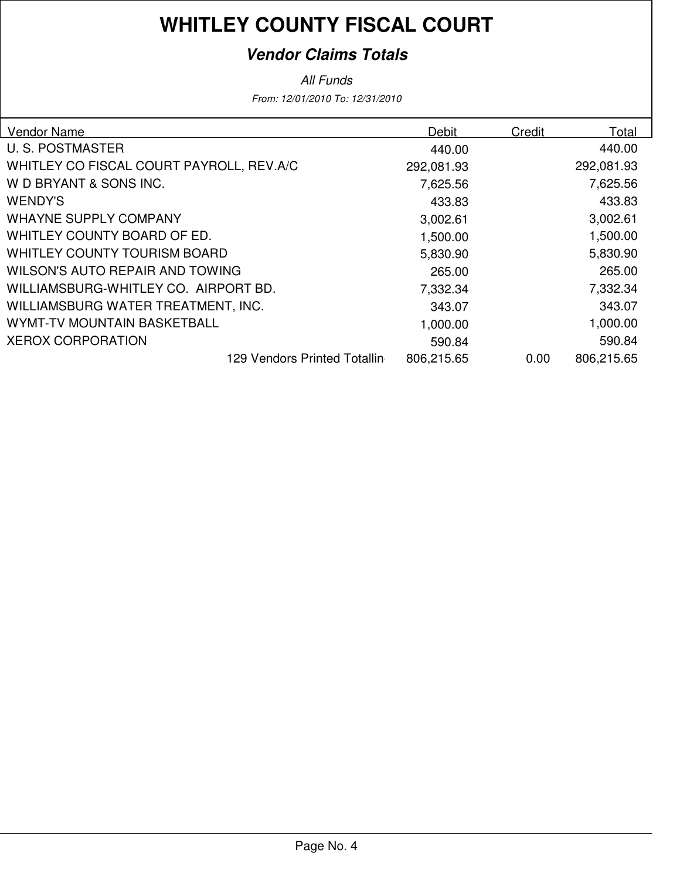# WHITLEY COUNTY FISCAL COURT

***Vendor Claims Totals***

*All Funds*

*From: 12/01/2010 To: 12/31/2010*

| Vendor Name | Debit | Credit | Total |
|---|---|---|---|
| U. S. POSTMASTER | 440.00 | | 440.00 |
| WHITLEY CO FISCAL COURT PAYROLL, REV.A/C | 292,081.93 | | 292,081.93 |
| W D BRYANT & SONS INC. | 7,625.56 | | 7,625.56 |
| WENDY'S | 433.83 | | 433.83 |
| WHAYNE SUPPLY COMPANY | 3,002.61 | | 3,002.61 |
| WHITLEY COUNTY BOARD OF ED. | 1,500.00 | | 1,500.00 |
| WHITLEY COUNTY TOURISM BOARD | 5,830.90 | | 5,830.90 |
| WILSON'S AUTO REPAIR AND TOWING | 265.00 | | 265.00 |
| WILLIAMSBURG-WHITLEY CO. AIRPORT BD. | 7,332.34 | | 7,332.34 |
| WILLIAMSBURG WATER TREATMENT, INC. | 343.07 | | 343.07 |
| WYMT-TV MOUNTAIN BASKETBALL | 1,000.00 | | 1,000.00 |
| XEROX CORPORATION | 590.84 | | 590.84 |
| 129 Vendors Printed Totallin | 806,215.65 | 0.00 | 806,215.65 |